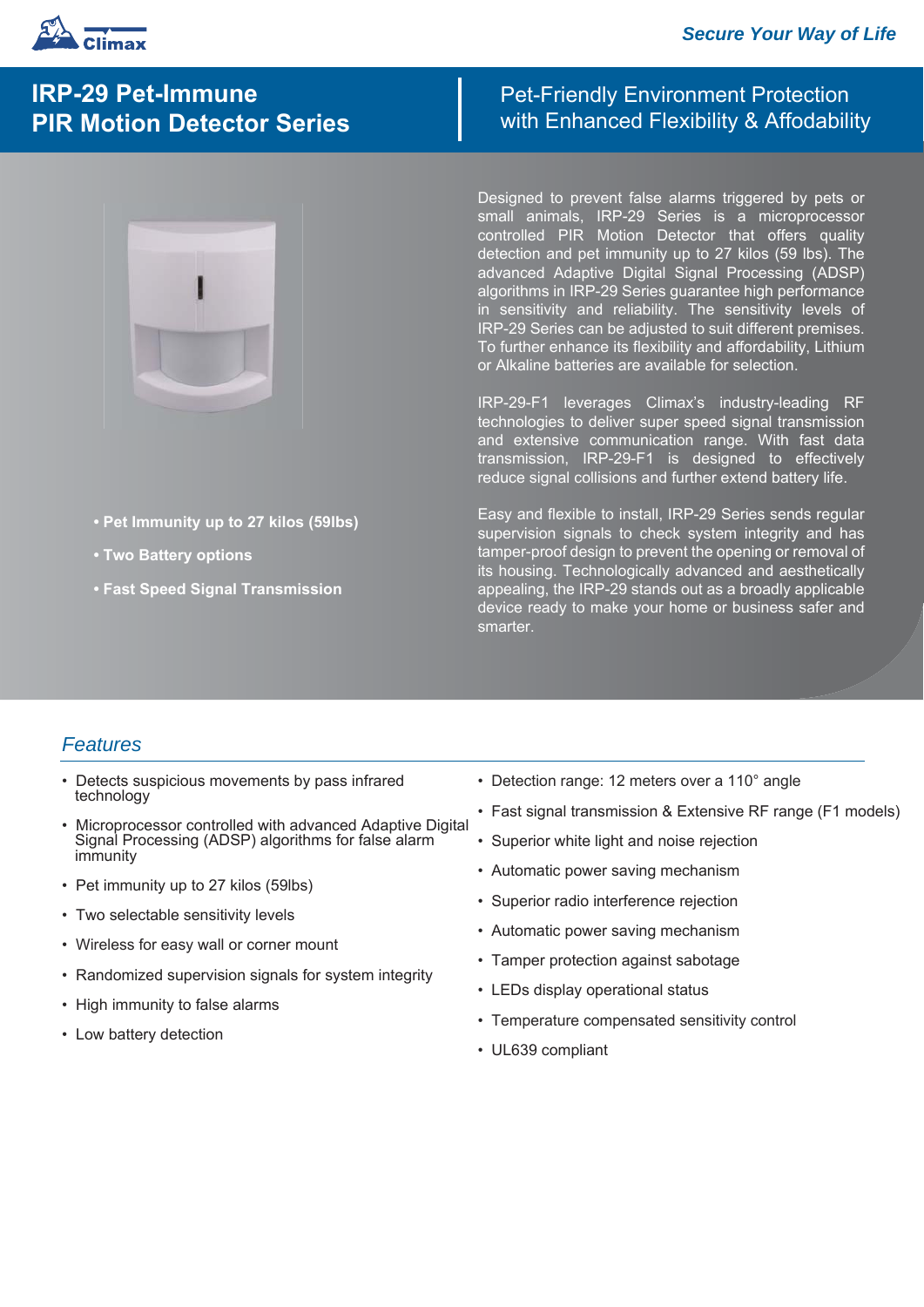Secure Your Way of Life

# IRP-29 Pet-Immune PIR Motion Detector Series

## Pet-Friendly Environment Protection with Enhanced Flexibility & Affodability

- **Pet Immunity up to 27 kilos (59lbs)**
- **Two Battery options**
- **Fast Speed Signal Transmission**

Designed to prevent false alarms triggered by pets or small animals, IRP-29 Series is a microprocessor controlled PIR Motion Detector that offers quality detection and pet immunity up to 27 kilos (59 lbs). The advanced Adaptive Digital Signal Processing (ADSP) algorithms in IRP-29 Series guarantee high performance in sensitivity and reliability. The sensitivity levels of IRP-29 Series can be adjusted to suit different premises. To further enhance its flexibility and affordability, Lithium or Alkaline batteries are available for selection.

IRP-29-F1 leverages Climax's industry-leading RF technologies to deliver super speed signal transmission and extensive communication range. With fast data transmission, IRP-29-F1 is designed to effectively reduce signal collisions and further extend battery life.

Easy and flexible to install, IRP-29 Series sends regular supervision signals to check system integrity and has tamper-proof design to prevent the opening or removal of its housing. Technologically advanced and aesthetically appealing, the IRP-29 stands out as a broadly applicable device ready to make your home or business safer and smarter.

## *Features*

- Detects suspicious movements by pass infrared technology
- Microprocessor controlled with advanced Adaptive Digital Signal Processing (ADSP) algorithms for false alarm immunity
- Pet immunity up to 27 kilos (59lbs)
- Two selectable sensitivity levels
- Wireless for easy wall or corner mount
- Randomized supervision signals for system integrity
- High immunity to false alarms
- Low battery detection
- Detection range: 12 meters over a 110° angle
- Fast signal transmission & Extensive RF range (F1 models)
- Superior white light and noise rejection
- Automatic power saving mechanism
- Superior radio interference rejection
- Automatic power saving mechanism
- Tamper protection against sabotage
- LEDs display operational status
- Temperature compensated sensitivity control
- UL639 compliant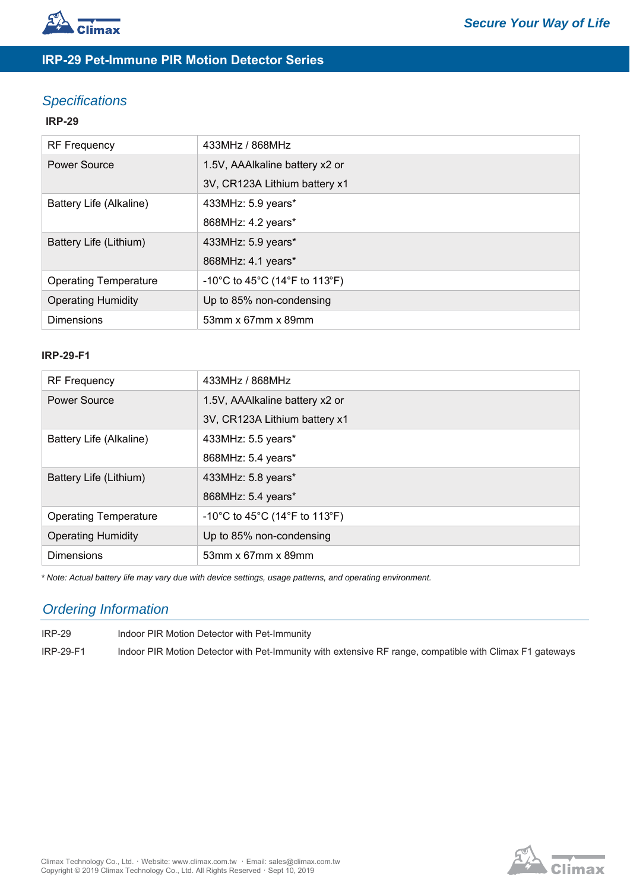# IRP-29 Pet-Immune PIR Motion Detector Series

## Specifications

### IRP-29

| | |
|---|---|
| RF Frequency | 433MHz / 868MHz |
| Power Source | 1.5V, AAAlkaline battery x2 or<br>3V, CR123A Lithium battery x1 |
| Battery Life (Alkaline) | 433MHz: 5.9 years*<br>868MHz: 4.2 years* |
| Battery Life (Lithium) | 433MHz: 5.9 years*<br>868MHz: 4.1 years* |
| Operating Temperature | -10°C to 45°C (14°F to 113°F) |
| Operating Humidity | Up to 85% non-condensing |
| Dimensions | 53mm x 67mm x 89mm |

### IRP-29-F1

| | |
|---|---|
| RF Frequency | 433MHz / 868MHz |
| Power Source | 1.5V, AAAlkaline battery x2 or<br>3V, CR123A Lithium battery x1 |
| Battery Life (Alkaline) | 433MHz: 5.5 years*<br>868MHz: 5.4 years* |
| Battery Life (Lithium) | 433MHz: 5.8 years*<br>868MHz: 5.4 years* |
| Operating Temperature | -10°C to 45°C (14°F to 113°F) |
| Operating Humidity | Up to 85% non-condensing |
| Dimensions | 53mm x 67mm x 89mm |

*\* Note: Actual battery life may vary due with device settings, usage patterns, and operating environment.*

## Ordering Information

| | |
|---|---|
| IRP-29 | Indoor PIR Motion Detector with Pet-Immunity |
| IRP-29-F1 | Indoor PIR Motion Detector with Pet-Immunity with extensive RF range, compatible with Climax F1 gateways |

Climax Technology Co., Ltd. · Website: www.climax.com.tw · Email: sales@climax.com.tw
Copyright © 2019 Climax Technology Co., Ltd. All Rights Reserved · Sept 10, 2019